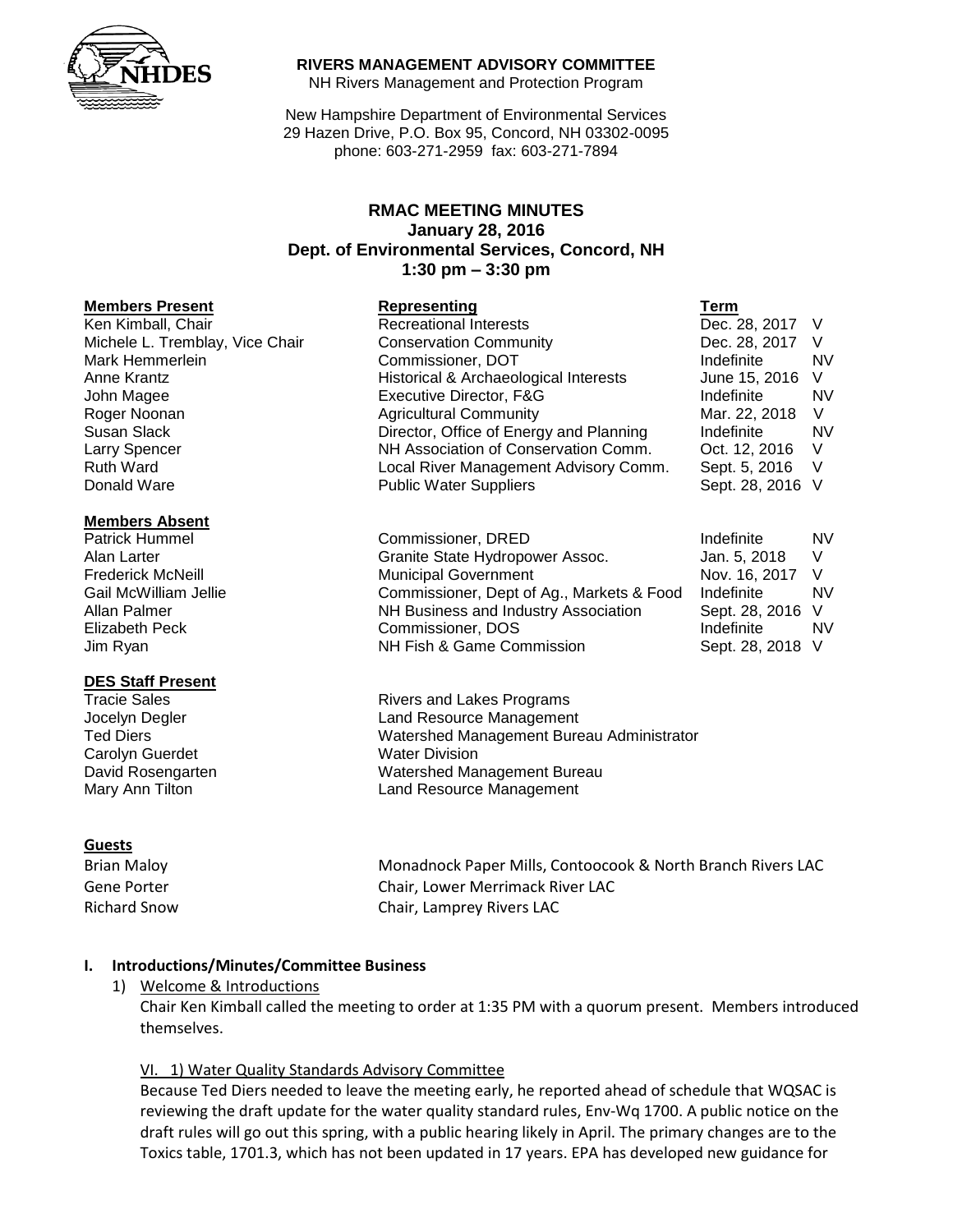**RIVERS MANAGEMENT ADVISORY COMMITTEE**
NH Rivers Management and Protection Program

New Hampshire Department of Environmental Services
29 Hazen Drive, P.O. Box 95, Concord, NH 03302-0095
phone: 603-271-2959 fax: 603-271-7894

## RMAC MEETING MINUTES
**January 28, 2016**
**Dept. of Environmental Services, Concord, NH**
**1:30 pm – 3:30 pm**

| **Members Present** | **Representing** | **Term** | |
|---|---|---|---|
| Ken Kimball, Chair | Recreational Interests | Dec. 28, 2017 | V |
| Michele L. Tremblay, Vice Chair | Conservation Community | Dec. 28, 2017 | V |
| Mark Hemmerlein | Commissioner, DOT | Indefinite | NV |
| Anne Krantz | Historical & Archaeological Interests | June 15, 2016 | V |
| John Magee | Executive Director, F&G | Indefinite | NV |
| Roger Noonan | Agricultural Community | Mar. 22, 2018 | V |
| Susan Slack | Director, Office of Energy and Planning | Indefinite | NV |
| Larry Spencer | NH Association of Conservation Comm. | Oct. 12, 2016 | V |
| Ruth Ward | Local River Management Advisory Comm. | Sept. 5, 2016 | V |
| Donald Ware | Public Water Suppliers | Sept. 28, 2016 | V |

| **Members Absent** | | | |
|---|---|---|---|
| Patrick Hummel | Commissioner, DRED | Indefinite | NV |
| Alan Larter | Granite State Hydropower Assoc. | Jan. 5, 2018 | V |
| Frederick McNeill | Municipal Government | Nov. 16, 2017 | V |
| Gail McWilliam Jellie | Commissioner, Dept of Ag., Markets & Food | Indefinite | NV |
| Allan Palmer | NH Business and Industry Association | Sept. 28, 2016 | V |
| Elizabeth Peck | Commissioner, DOS | Indefinite | NV |
| Jim Ryan | NH Fish & Game Commission | Sept. 28, 2018 | V |

| **DES Staff Present** | |
|---|---|
| Tracie Sales | Rivers and Lakes Programs |
| Jocelyn Degler | Land Resource Management |
| Ted Diers | Watershed Management Bureau Administrator |
| Carolyn Guerdet | Water Division |
| David Rosengarten | Watershed Management Bureau |
| Mary Ann Tilton | Land Resource Management |

| **Guests** | |
|---|---|
| Brian Maloy | Monadnock Paper Mills, Contoocook & North Branch Rivers LAC |
| Gene Porter | Chair, Lower Merrimack River LAC |
| Richard Snow | Chair, Lamprey Rivers LAC |

### I. Introductions/Minutes/Committee Business

1) Welcome & Introductions

Chair Ken Kimball called the meeting to order at 1:35 PM with a quorum present. Members introduced themselves.

VI. 1) Water Quality Standards Advisory Committee

Because Ted Diers needed to leave the meeting early, he reported ahead of schedule that WQSAC is reviewing the draft update for the water quality standard rules, Env-Wq 1700. A public notice on the draft rules will go out this spring, with a public hearing likely in April. The primary changes are to the Toxics table, 1701.3, which has not been updated in 17 years. EPA has developed new guidance for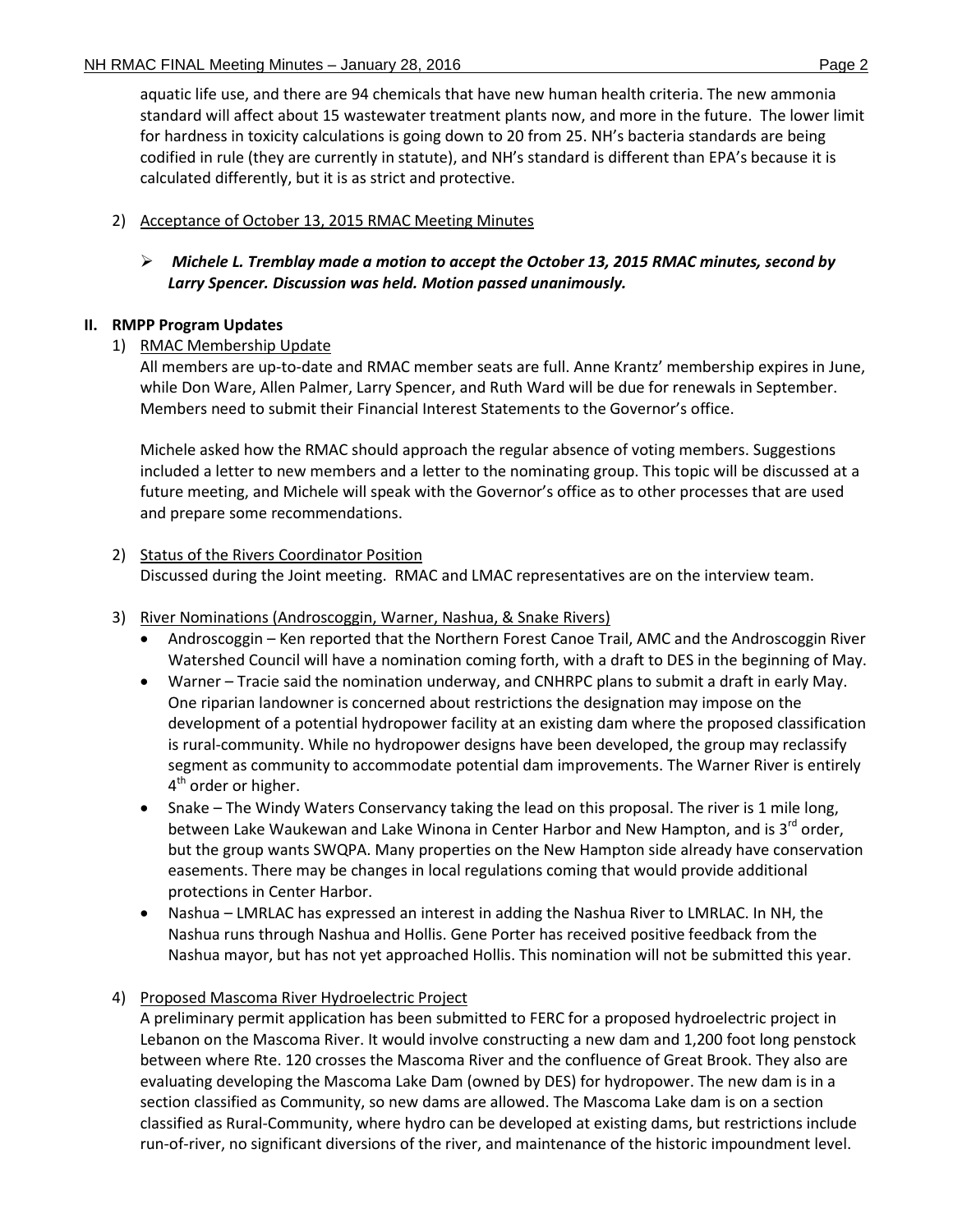aquatic life use, and there are 94 chemicals that have new human health criteria. The new ammonia standard will affect about 15 wastewater treatment plants now, and more in the future. The lower limit for hardness in toxicity calculations is going down to 20 from 25. NH's bacteria standards are being codified in rule (they are currently in statute), and NH's standard is different than EPA's because it is calculated differently, but it is as strict and protective.

2) <u>Acceptance of October 13, 2015 RMAC Meeting Minutes</u>

   - ***Michele L. Tremblay made a motion to accept the October 13, 2015 RMAC minutes, second by Larry Spencer. Discussion was held. Motion passed unanimously.***

## II. RMPP Program Updates

1) <u>RMAC Membership Update</u>

   All members are up-to-date and RMAC member seats are full. Anne Krantz' membership expires in June, while Don Ware, Allen Palmer, Larry Spencer, and Ruth Ward will be due for renewals in September. Members need to submit their Financial Interest Statements to the Governor's office.

   Michele asked how the RMAC should approach the regular absence of voting members. Suggestions included a letter to new members and a letter to the nominating group. This topic will be discussed at a future meeting, and Michele will speak with the Governor's office as to other processes that are used and prepare some recommendations.

2) <u>Status of the Rivers Coordinator Position</u>

   Discussed during the Joint meeting. RMAC and LMAC representatives are on the interview team.

3) <u>River Nominations (Androscoggin, Warner, Nashua, & Snake Rivers)</u>
   - Androscoggin – Ken reported that the Northern Forest Canoe Trail, AMC and the Androscoggin River Watershed Council will have a nomination coming forth, with a draft to DES in the beginning of May.
   - Warner – Tracie said the nomination underway, and CNHRPC plans to submit a draft in early May. One riparian landowner is concerned about restrictions the designation may impose on the development of a potential hydropower facility at an existing dam where the proposed classification is rural-community. While no hydropower designs have been developed, the group may reclassify segment as community to accommodate potential dam improvements. The Warner River is entirely 4th order or higher.
   - Snake – The Windy Waters Conservancy taking the lead on this proposal. The river is 1 mile long, between Lake Waukewan and Lake Winona in Center Harbor and New Hampton, and is 3rd order, but the group wants SWQPA. Many properties on the New Hampton side already have conservation easements. There may be changes in local regulations coming that would provide additional protections in Center Harbor.
   - Nashua – LMRLAC has expressed an interest in adding the Nashua River to LMRLAC. In NH, the Nashua runs through Nashua and Hollis. Gene Porter has received positive feedback from the Nashua mayor, but has not yet approached Hollis. This nomination will not be submitted this year.

4) <u>Proposed Mascoma River Hydroelectric Project</u>

   A preliminary permit application has been submitted to FERC for a proposed hydroelectric project in Lebanon on the Mascoma River. It would involve constructing a new dam and 1,200 foot long penstock between where Rte. 120 crosses the Mascoma River and the confluence of Great Brook. They also are evaluating developing the Mascoma Lake Dam (owned by DES) for hydropower. The new dam is in a section classified as Community, so new dams are allowed. The Mascoma Lake dam is on a section classified as Rural-Community, where hydro can be developed at existing dams, but restrictions include run-of-river, no significant diversions of the river, and maintenance of the historic impoundment level.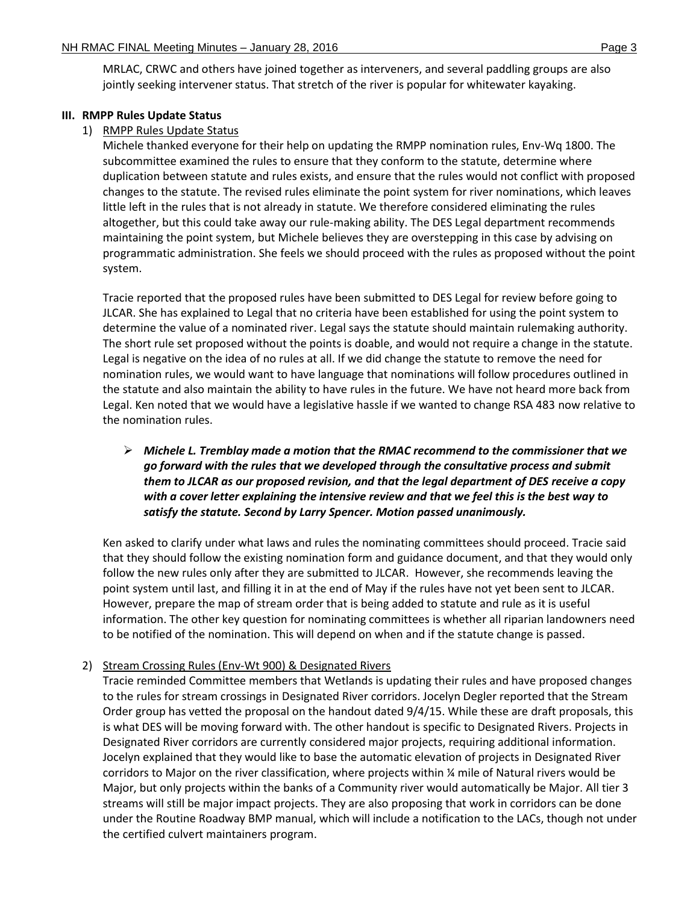MRLAC, CRWC and others have joined together as interveners, and several paddling groups are also jointly seeking intervener status. That stretch of the river is popular for whitewater kayaking.

**III. RMPP Rules Update Status**

1) RMPP Rules Update Status

Michele thanked everyone for their help on updating the RMPP nomination rules, Env-Wq 1800. The subcommittee examined the rules to ensure that they conform to the statute, determine where duplication between statute and rules exists, and ensure that the rules would not conflict with proposed changes to the statute. The revised rules eliminate the point system for river nominations, which leaves little left in the rules that is not already in statute. We therefore considered eliminating the rules altogether, but this could take away our rule-making ability. The DES Legal department recommends maintaining the point system, but Michele believes they are overstepping in this case by advising on programmatic administration. She feels we should proceed with the rules as proposed without the point system.

Tracie reported that the proposed rules have been submitted to DES Legal for review before going to JLCAR. She has explained to Legal that no criteria have been established for using the point system to determine the value of a nominated river. Legal says the statute should maintain rulemaking authority. The short rule set proposed without the points is doable, and would not require a change in the statute. Legal is negative on the idea of no rules at all. If we did change the statute to remove the need for nomination rules, we would want to have language that nominations will follow procedures outlined in the statute and also maintain the ability to have rules in the future. We have not heard more back from Legal. Ken noted that we would have a legislative hassle if we wanted to change RSA 483 now relative to the nomination rules.

- ***Michele L. Tremblay made a motion that the RMAC recommend to the commissioner that we go forward with the rules that we developed through the consultative process and submit them to JLCAR as our proposed revision, and that the legal department of DES receive a copy with a cover letter explaining the intensive review and that we feel this is the best way to satisfy the statute. Second by Larry Spencer. Motion passed unanimously.***

Ken asked to clarify under what laws and rules the nominating committees should proceed. Tracie said that they should follow the existing nomination form and guidance document, and that they would only follow the new rules only after they are submitted to JLCAR. However, she recommends leaving the point system until last, and filling it in at the end of May if the rules have not yet been sent to JLCAR. However, prepare the map of stream order that is being added to statute and rule as it is useful information. The other key question for nominating committees is whether all riparian landowners need to be notified of the nomination. This will depend on when and if the statute change is passed.

2) Stream Crossing Rules (Env-Wt 900) & Designated Rivers

Tracie reminded Committee members that Wetlands is updating their rules and have proposed changes to the rules for stream crossings in Designated River corridors. Jocelyn Degler reported that the Stream Order group has vetted the proposal on the handout dated 9/4/15. While these are draft proposals, this is what DES will be moving forward with. The other handout is specific to Designated Rivers. Projects in Designated River corridors are currently considered major projects, requiring additional information. Jocelyn explained that they would like to base the automatic elevation of projects in Designated River corridors to Major on the river classification, where projects within ¼ mile of Natural rivers would be Major, but only projects within the banks of a Community river would automatically be Major. All tier 3 streams will still be major impact projects. They are also proposing that work in corridors can be done under the Routine Roadway BMP manual, which will include a notification to the LACs, though not under the certified culvert maintainers program.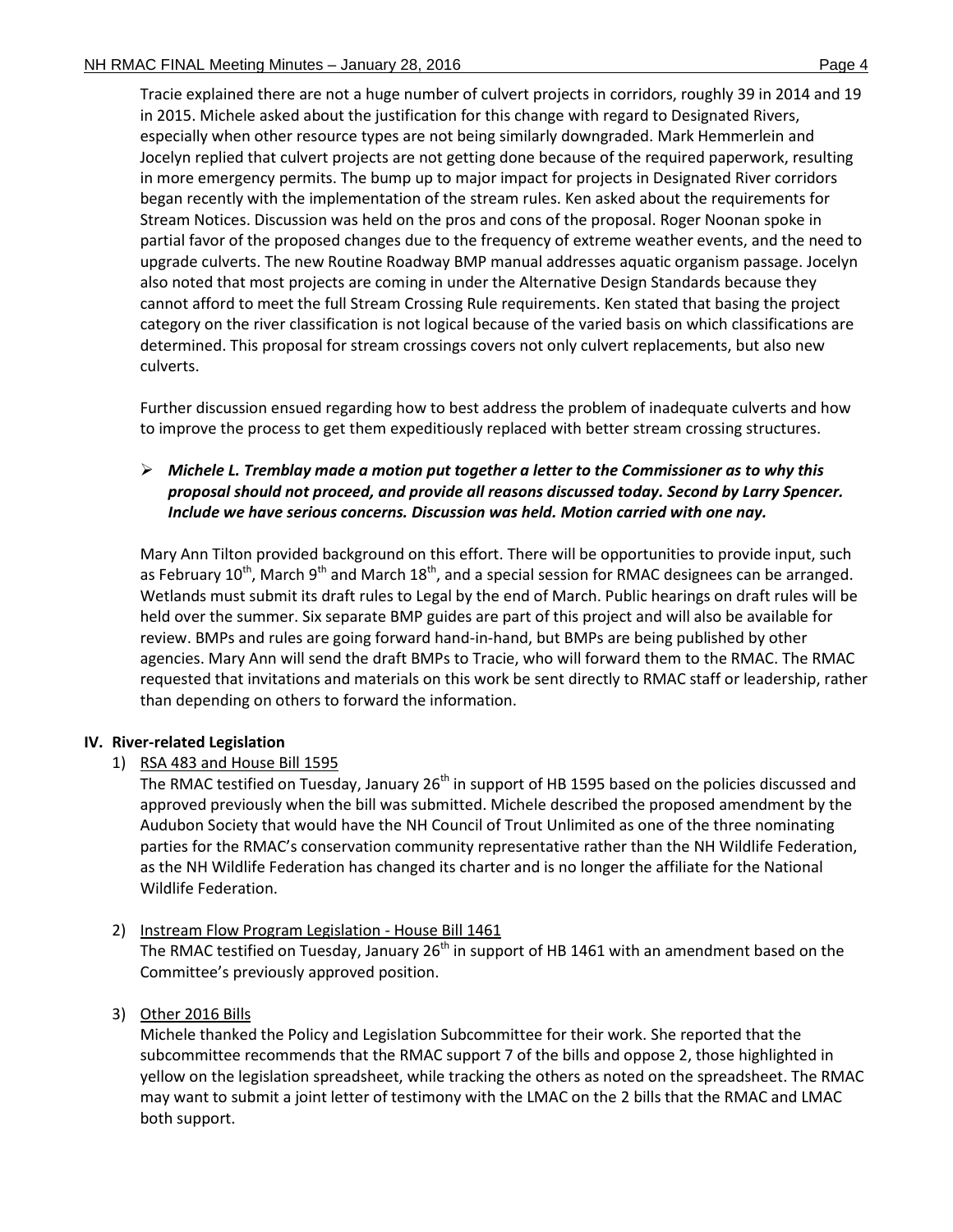Tracie explained there are not a huge number of culvert projects in corridors, roughly 39 in 2014 and 19 in 2015. Michele asked about the justification for this change with regard to Designated Rivers, especially when other resource types are not being similarly downgraded. Mark Hemmerlein and Jocelyn replied that culvert projects are not getting done because of the required paperwork, resulting in more emergency permits. The bump up to major impact for projects in Designated River corridors began recently with the implementation of the stream rules. Ken asked about the requirements for Stream Notices. Discussion was held on the pros and cons of the proposal. Roger Noonan spoke in partial favor of the proposed changes due to the frequency of extreme weather events, and the need to upgrade culverts. The new Routine Roadway BMP manual addresses aquatic organism passage. Jocelyn also noted that most projects are coming in under the Alternative Design Standards because they cannot afford to meet the full Stream Crossing Rule requirements. Ken stated that basing the project category on the river classification is not logical because of the varied basis on which classifications are determined. This proposal for stream crossings covers not only culvert replacements, but also new culverts.

Further discussion ensued regarding how to best address the problem of inadequate culverts and how to improve the process to get them expeditiously replaced with better stream crossing structures.

- ***Michele L. Tremblay made a motion put together a letter to the Commissioner as to why this proposal should not proceed, and provide all reasons discussed today. Second by Larry Spencer. Include we have serious concerns. Discussion was held. Motion carried with one nay.***

Mary Ann Tilton provided background on this effort. There will be opportunities to provide input, such as February 10th, March 9th and March 18th, and a special session for RMAC designees can be arranged. Wetlands must submit its draft rules to Legal by the end of March. Public hearings on draft rules will be held over the summer. Six separate BMP guides are part of this project and will also be available for review. BMPs and rules are going forward hand-in-hand, but BMPs are being published by other agencies. Mary Ann will send the draft BMPs to Tracie, who will forward them to the RMAC. The RMAC requested that invitations and materials on this work be sent directly to RMAC staff or leadership, rather than depending on others to forward the information.

## IV. River-related Legislation

1) RSA 483 and House Bill 1595

   The RMAC testified on Tuesday, January 26th in support of HB 1595 based on the policies discussed and approved previously when the bill was submitted. Michele described the proposed amendment by the Audubon Society that would have the NH Council of Trout Unlimited as one of the three nominating parties for the RMAC's conservation community representative rather than the NH Wildlife Federation, as the NH Wildlife Federation has changed its charter and is no longer the affiliate for the National Wildlife Federation.

2) Instream Flow Program Legislation - House Bill 1461

   The RMAC testified on Tuesday, January 26th in support of HB 1461 with an amendment based on the Committee's previously approved position.

3) Other 2016 Bills

   Michele thanked the Policy and Legislation Subcommittee for their work. She reported that the subcommittee recommends that the RMAC support 7 of the bills and oppose 2, those highlighted in yellow on the legislation spreadsheet, while tracking the others as noted on the spreadsheet. The RMAC may want to submit a joint letter of testimony with the LMAC on the 2 bills that the RMAC and LMAC both support.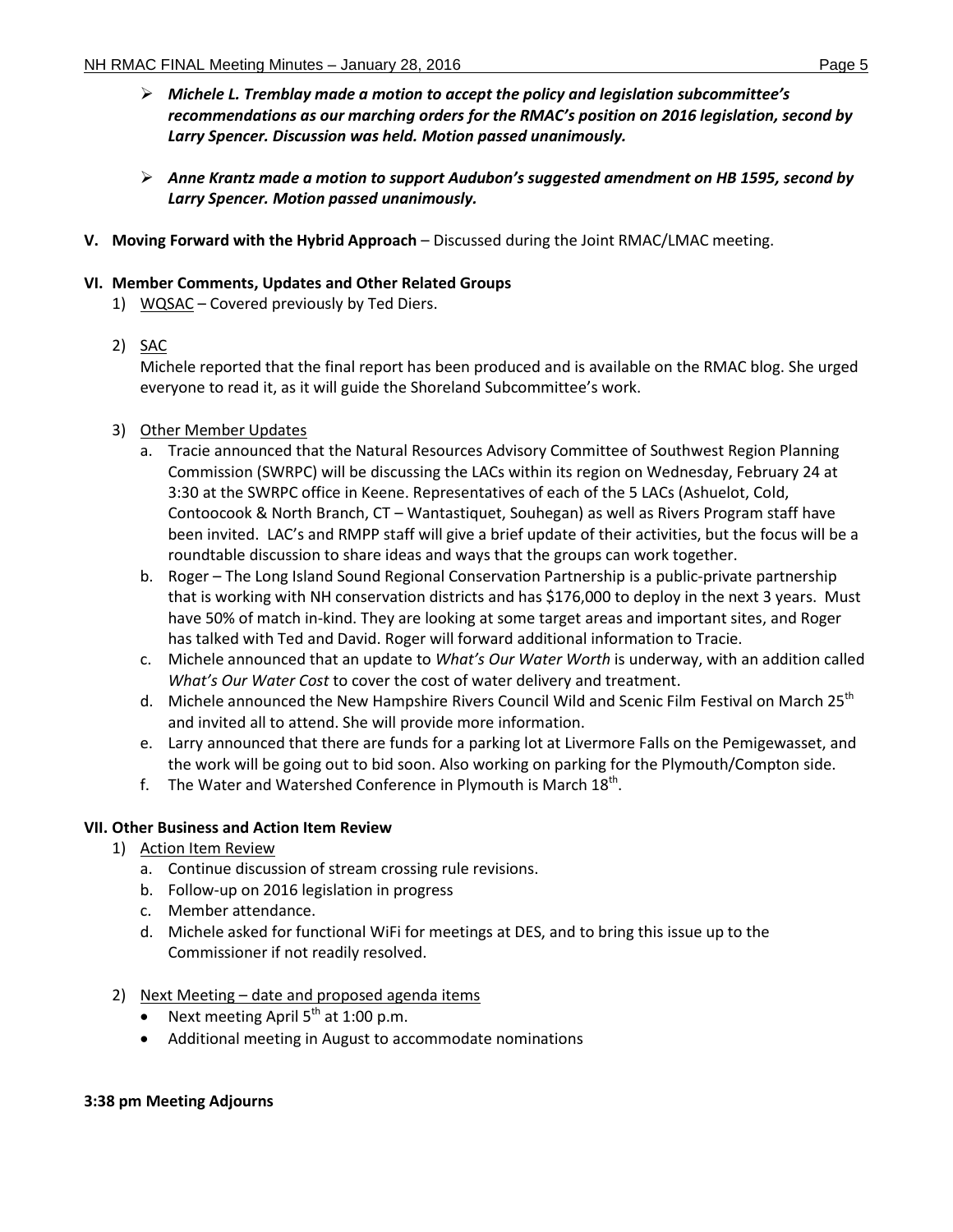- ***Michele L. Tremblay made a motion to accept the policy and legislation subcommittee's recommendations as our marching orders for the RMAC's position on 2016 legislation, second by Larry Spencer. Discussion was held. Motion passed unanimously.***

- ***Anne Krantz made a motion to support Audubon's suggested amendment on HB 1595, second by Larry Spencer. Motion passed unanimously.***

**V. Moving Forward with the Hybrid Approach** – Discussed during the Joint RMAC/LMAC meeting.

**VI. Member Comments, Updates and Other Related Groups**

1) WQSAC – Covered previously by Ted Diers.

2) SAC
   Michele reported that the final report has been produced and is available on the RMAC blog. She urged everyone to read it, as it will guide the Shoreland Subcommittee's work.

3) Other Member Updates
   a. Tracie announced that the Natural Resources Advisory Committee of Southwest Region Planning Commission (SWRPC) will be discussing the LACs within its region on Wednesday, February 24 at 3:30 at the SWRPC office in Keene. Representatives of each of the 5 LACs (Ashuelot, Cold, Contoocook & North Branch, CT – Wantastiquet, Souhegan) as well as Rivers Program staff have been invited. LAC's and RMPP staff will give a brief update of their activities, but the focus will be a roundtable discussion to share ideas and ways that the groups can work together.
   b. Roger – The Long Island Sound Regional Conservation Partnership is a public-private partnership that is working with NH conservation districts and has $176,000 to deploy in the next 3 years. Must have 50% of match in-kind. They are looking at some target areas and important sites, and Roger has talked with Ted and David. Roger will forward additional information to Tracie.
   c. Michele announced that an update to *What's Our Water Worth* is underway, with an addition called *What's Our Water Cost* to cover the cost of water delivery and treatment.
   d. Michele announced the New Hampshire Rivers Council Wild and Scenic Film Festival on March 25th and invited all to attend. She will provide more information.
   e. Larry announced that there are funds for a parking lot at Livermore Falls on the Pemigewasset, and the work will be going out to bid soon. Also working on parking for the Plymouth/Compton side.
   f. The Water and Watershed Conference in Plymouth is March 18th.

**VII. Other Business and Action Item Review**

1) Action Item Review
   a. Continue discussion of stream crossing rule revisions.
   b. Follow-up on 2016 legislation in progress
   c. Member attendance.
   d. Michele asked for functional WiFi for meetings at DES, and to bring this issue up to the Commissioner if not readily resolved.

2) Next Meeting – date and proposed agenda items
   - Next meeting April 5th at 1:00 p.m.
   - Additional meeting in August to accommodate nominations

**3:38 pm Meeting Adjourns**